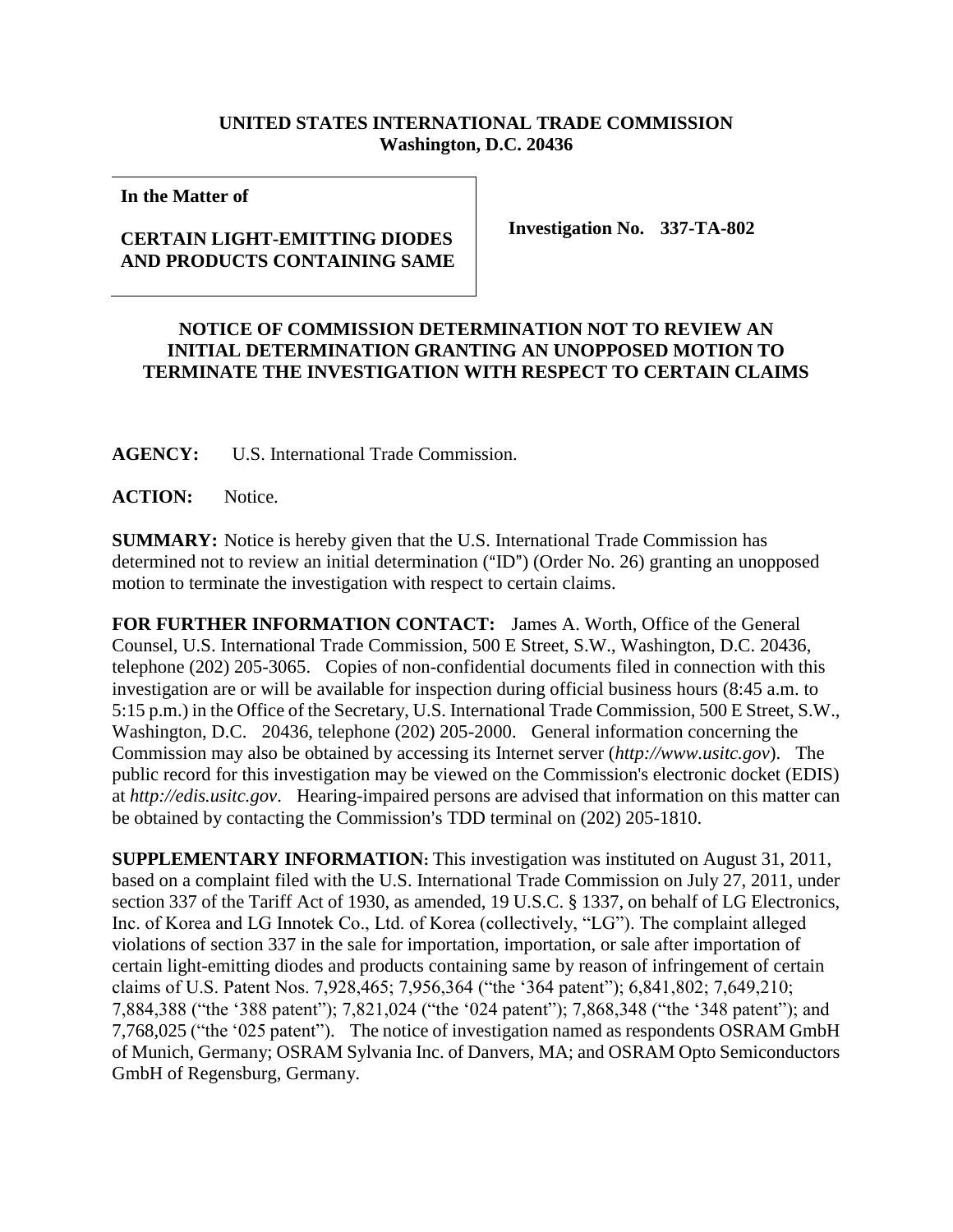**UNITED STATES INTERNATIONAL TRADE COMMISSION**
**Washington, D.C. 20436**

**In the Matter of**

**CERTAIN LIGHT-EMITTING DIODES AND PRODUCTS CONTAINING SAME**

**Investigation No. 337-TA-802**

# NOTICE OF COMMISSION DETERMINATION NOT TO REVIEW AN INITIAL DETERMINATION GRANTING AN UNOPPOSED MOTION TO TERMINATE THE INVESTIGATION WITH RESPECT TO CERTAIN CLAIMS

**AGENCY:** U.S. International Trade Commission.

**ACTION:** Notice.

**SUMMARY:** Notice is hereby given that the U.S. International Trade Commission has determined not to review an initial determination ("ID") (Order No. 26) granting an unopposed motion to terminate the investigation with respect to certain claims.

**FOR FURTHER INFORMATION CONTACT:** James A. Worth, Office of the General Counsel, U.S. International Trade Commission, 500 E Street, S.W., Washington, D.C. 20436, telephone (202) 205-3065. Copies of non-confidential documents filed in connection with this investigation are or will be available for inspection during official business hours (8:45 a.m. to 5:15 p.m.) in the Office of the Secretary, U.S. International Trade Commission, 500 E Street, S.W., Washington, D.C. 20436, telephone (202) 205-2000. General information concerning the Commission may also be obtained by accessing its Internet server (*http://www.usitc.gov*). The public record for this investigation may be viewed on the Commission's electronic docket (EDIS) at *http://edis.usitc.gov*. Hearing-impaired persons are advised that information on this matter can be obtained by contacting the Commission's TDD terminal on (202) 205-1810.

**SUPPLEMENTARY INFORMATION:** This investigation was instituted on August 31, 2011, based on a complaint filed with the U.S. International Trade Commission on July 27, 2011, under section 337 of the Tariff Act of 1930, as amended, 19 U.S.C. § 1337, on behalf of LG Electronics, Inc. of Korea and LG Innotek Co., Ltd. of Korea (collectively, "LG"). The complaint alleged violations of section 337 in the sale for importation, importation, or sale after importation of certain light-emitting diodes and products containing same by reason of infringement of certain claims of U.S. Patent Nos. 7,928,465; 7,956,364 ("the '364 patent"); 6,841,802; 7,649,210; 7,884,388 ("the '388 patent"); 7,821,024 ("the '024 patent"); 7,868,348 ("the '348 patent"); and 7,768,025 ("the '025 patent"). The notice of investigation named as respondents OSRAM GmbH of Munich, Germany; OSRAM Sylvania Inc. of Danvers, MA; and OSRAM Opto Semiconductors GmbH of Regensburg, Germany.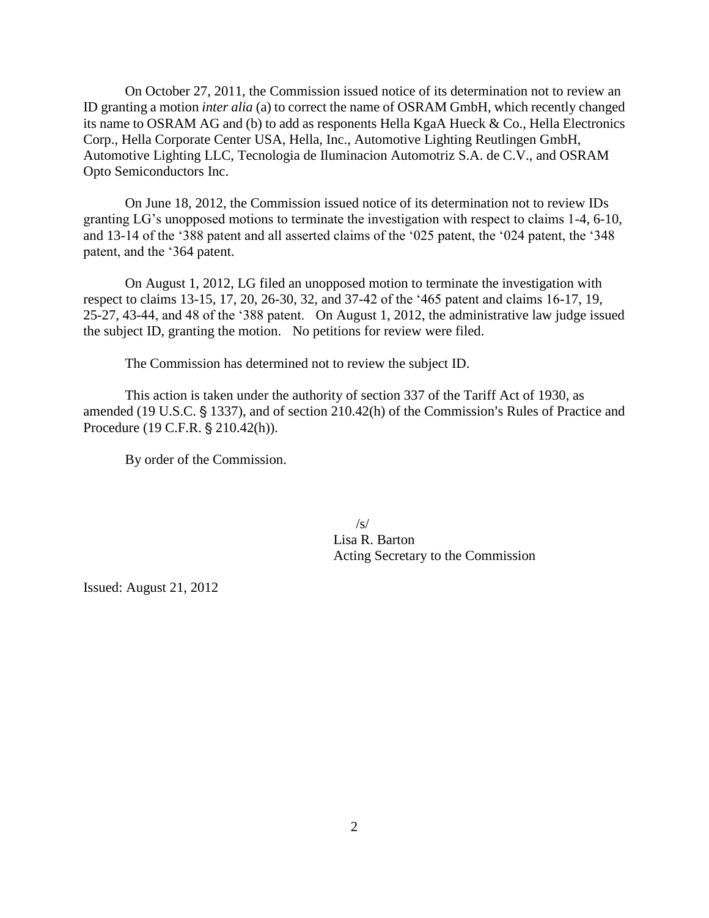On October 27, 2011, the Commission issued notice of its determination not to review an ID granting a motion *inter alia* (a) to correct the name of OSRAM GmbH, which recently changed its name to OSRAM AG and (b) to add as responents Hella KgaA Hueck & Co., Hella Electronics Corp., Hella Corporate Center USA, Hella, Inc., Automotive Lighting Reutlingen GmbH, Automotive Lighting LLC, Tecnologia de Iluminacion Automotriz S.A. de C.V., and OSRAM Opto Semiconductors Inc.

On June 18, 2012, the Commission issued notice of its determination not to review IDs granting LG's unopposed motions to terminate the investigation with respect to claims 1-4, 6-10, and 13-14 of the '388 patent and all asserted claims of the '025 patent, the '024 patent, the '348 patent, and the '364 patent.

On August 1, 2012, LG filed an unopposed motion to terminate the investigation with respect to claims 13-15, 17, 20, 26-30, 32, and 37-42 of the '465 patent and claims 16-17, 19, 25-27, 43-44, and 48 of the '388 patent. On August 1, 2012, the administrative law judge issued the subject ID, granting the motion. No petitions for review were filed.

The Commission has determined not to review the subject ID.

This action is taken under the authority of section 337 of the Tariff Act of 1930, as amended (19 U.S.C. § 1337), and of section 210.42(h) of the Commission's Rules of Practice and Procedure (19 C.F.R. § 210.42(h)).

By order of the Commission.

/s/
Lisa R. Barton
Acting Secretary to the Commission

Issued: August 21, 2012